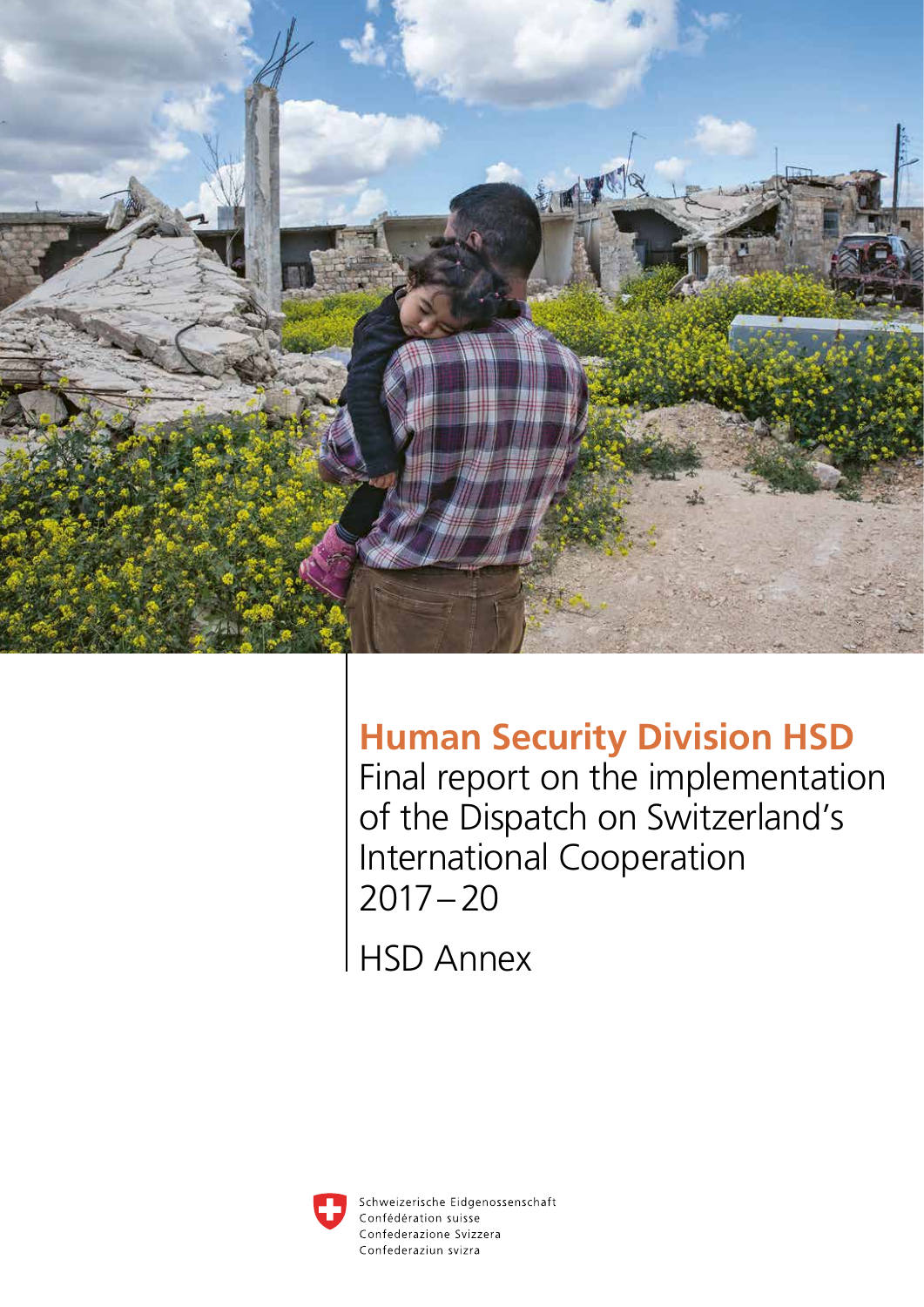# Human Security Division HSD

Final report on the implementation of the Dispatch on Switzerland's International Cooperation 2017 – 20

HSD Annex

Schweizerische Eidgenossenschaft
Confédération suisse
Confederazione Svizzera
Confederaziun svizra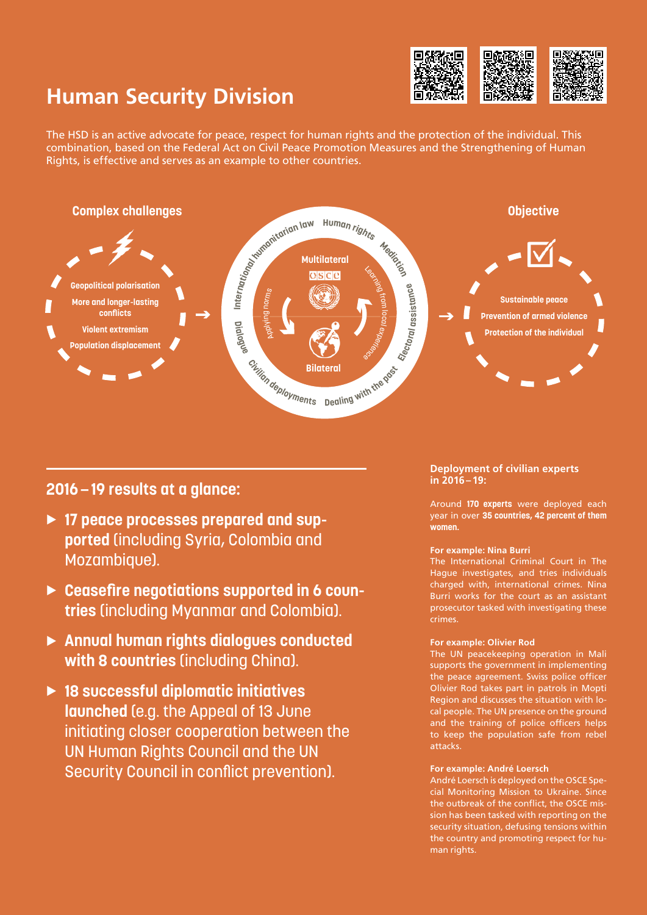# Human Security Division

The HSD is an active advocate for peace, respect for human rights and the protection of the individual. This combination, based on the Federal Act on Civil Peace Promotion Measures and the Strengthening of Human Rights, is effective and serves as an example to other countries.

**Complex challenges**

- Geopolitical polarisation
- More and longer-lasting conflicts
- Violent extremism
- Population displacement

→

International humanitarian law · Human rights · Mediation · Electoral assistance · Dealing with the past · Civilian deployments · Dialogue

Multilateral — OSCE

Applying norms · Learning from local experience

Bilateral

→

**Objective**

- Sustainable peace
- Prevention of armed violence
- Protection of the individual

## 2016 – 19 results at a glance:

- **17 peace processes prepared and supported** (including Syria, Colombia and Mozambique).
- **Ceasefire negotiations supported in 6 countries** (including Myanmar and Colombia).
- **Annual human rights dialogues conducted with 8 countries** (including China).
- **18 successful diplomatic initiatives launched** (e.g. the Appeal of 13 June initiating closer cooperation between the UN Human Rights Council and the UN Security Council in conflict prevention).

### Deployment of civilian experts in 2016 – 19:

Around **170 experts** were deployed each year in over **35 countries, 42 percent of them women.**

**For example: Nina Burri**
The International Criminal Court in The Hague investigates, and tries individuals charged with, international crimes. Nina Burri works for the court as an assistant prosecutor tasked with investigating these crimes.

**For example: Olivier Rod**
The UN peacekeeping operation in Mali supports the government in implementing the peace agreement. Swiss police officer Olivier Rod takes part in patrols in Mopti Region and discusses the situation with local people. The UN presence on the ground and the training of police officers helps to keep the population safe from rebel attacks.

**For example: André Loersch**
André Loersch is deployed on the OSCE Special Monitoring Mission to Ukraine. Since the outbreak of the conflict, the OSCE mission has been tasked with reporting on the security situation, defusing tensions within the country and promoting respect for human rights.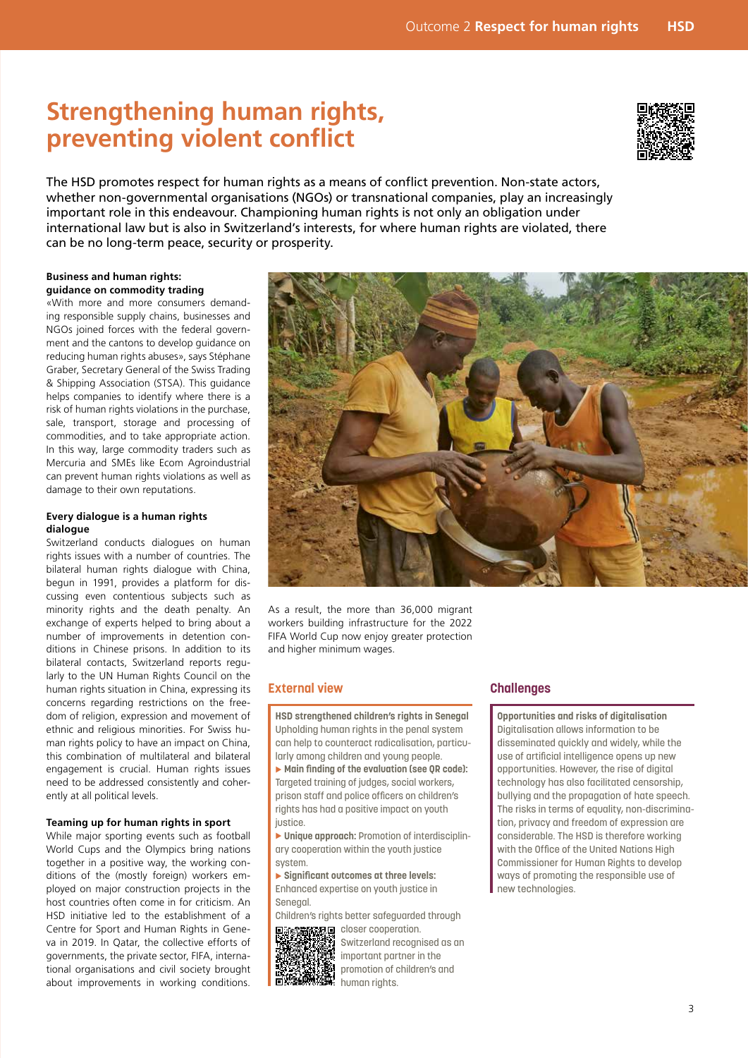# Strengthening human rights, preventing violent conflict

The HSD promotes respect for human rights as a means of conflict prevention. Non-state actors, whether non-governmental organisations (NGOs) or transnational companies, play an increasingly important role in this endeavour. Championing human rights is not only an obligation under international law but is also in Switzerland's interests, for where human rights are violated, there can be no long-term peace, security or prosperity.

**Business and human rights: guidance on commodity trading**

«With more and more consumers demanding responsible supply chains, businesses and NGOs joined forces with the federal government and the cantons to develop guidance on reducing human rights abuses», says Stéphane Graber, Secretary General of the Swiss Trading & Shipping Association (STSA). This guidance helps companies to identify where there is a risk of human rights violations in the purchase, sale, transport, storage and processing of commodities, and to take appropriate action. In this way, large commodity traders such as Mercuria and SMEs like Ecom Agroindustrial can prevent human rights violations as well as damage to their own reputations.

**Every dialogue is a human rights dialogue**

Switzerland conducts dialogues on human rights issues with a number of countries. The bilateral human rights dialogue with China, begun in 1991, provides a platform for discussing even contentious subjects such as minority rights and the death penalty. An exchange of experts helped to bring about a number of improvements in detention conditions in Chinese prisons. In addition to its bilateral contacts, Switzerland reports regularly to the UN Human Rights Council on the human rights situation in China, expressing its concerns regarding restrictions on the freedom of religion, expression and movement of ethnic and religious minorities. For Swiss human rights policy to have an impact on China, this combination of multilateral and bilateral engagement is crucial. Human rights issues need to be addressed consistently and coherently at all political levels.

**Teaming up for human rights in sport**

While major sporting events such as football World Cups and the Olympics bring nations together in a positive way, the working conditions of the (mostly foreign) workers employed on major construction projects in the host countries often come in for criticism. An HSD initiative led to the establishment of a Centre for Sport and Human Rights in Geneva in 2019. In Qatar, the collective efforts of governments, the private sector, FIFA, international organisations and civil society brought about improvements in working conditions. As a result, the more than 36,000 migrant workers building infrastructure for the 2022 FIFA World Cup now enjoy greater protection and higher minimum wages.

## External view

**HSD strengthened children's rights in Senegal**

Upholding human rights in the penal system can help to counteract radicalisation, particularly among children and young people.

▸ **Main finding of the evaluation (see QR code):** Targeted training of judges, social workers, prison staff and police officers on children's rights has had a positive impact on youth justice.

▸ **Unique approach:** Promotion of interdisciplinary cooperation within the youth justice system.

▸ **Significant outcomes at three levels:** Enhanced expertise on youth justice in Senegal.
Children's rights better safeguarded through closer cooperation.
Switzerland recognised as an important partner in the promotion of children's and human rights.

## Challenges

**Opportunities and risks of digitalisation**

Digitalisation allows information to be disseminated quickly and widely, while the use of artificial intelligence opens up new opportunities. However, the rise of digital technology has also facilitated censorship, bullying and the propagation of hate speech. The risks in terms of equality, non-discrimination, privacy and freedom of expression are considerable. The HSD is therefore working with the Office of the United Nations High Commissioner for Human Rights to develop ways of promoting the responsible use of new technologies.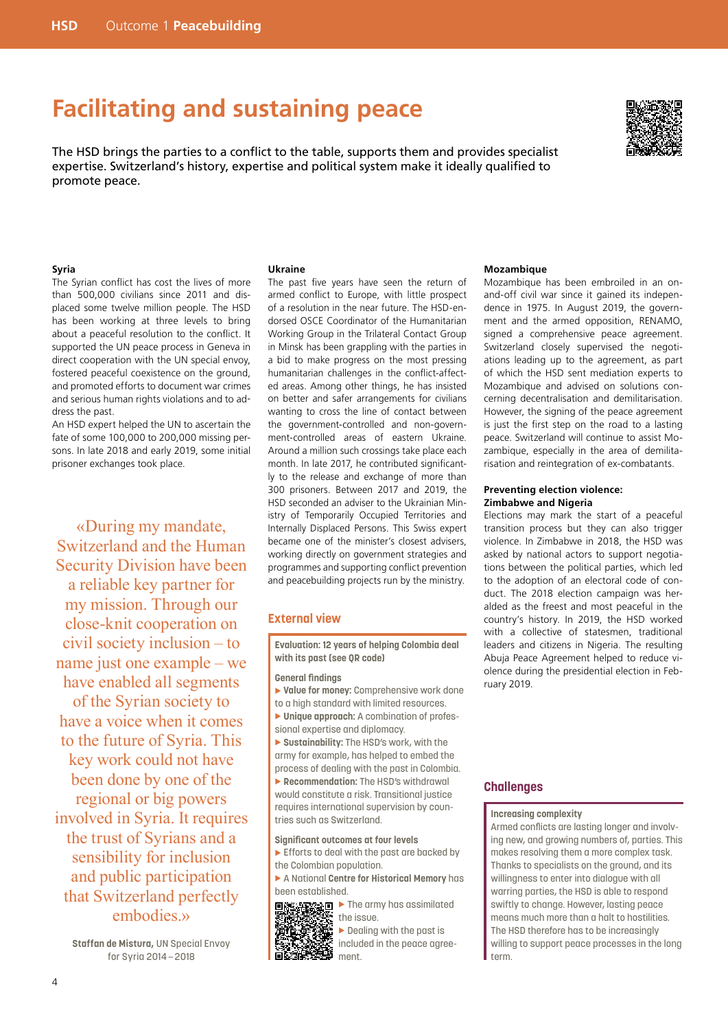// Facilitating and sustaining peace

# Facilitating and sustaining peace

The HSD brings the parties to a conflict to the table, supports them and provides specialist expertise. Switzerland's history, expertise and political system make it ideally qualified to promote peace.

**Syria**
The Syrian conflict has cost the lives of more than 500,000 civilians since 2011 and displaced some twelve million people. The HSD has been working at three levels to bring about a peaceful resolution to the conflict. It supported the UN peace process in Geneva in direct cooperation with the UN special envoy, fostered peaceful coexistence on the ground, and promoted efforts to document war crimes and serious human rights violations and to address the past.
An HSD expert helped the UN to ascertain the fate of some 100,000 to 200,000 missing persons. In late 2018 and early 2019, some initial prisoner exchanges took place.

> «During my mandate, Switzerland and the Human Security Division have been a reliable key partner for my mission. Through our close-knit cooperation on civil society inclusion – to name just one example – we have enabled all segments of the Syrian society to have a voice when it comes to the future of Syria. This key work could not have been done by one of the regional or big powers involved in Syria. It requires the trust of Syrians and a sensibility for inclusion and public participation that Switzerland perfectly embodies.»
>
> **Staffan de Mistura,** UN Special Envoy for Syria 2014 – 2018

**Ukraine**
The past five years have seen the return of armed conflict to Europe, with little prospect of a resolution in the near future. The HSD-endorsed OSCE Coordinator of the Humanitarian Working Group in the Trilateral Contact Group in Minsk has been grappling with the parties in a bid to make progress on the most pressing humanitarian challenges in the conflict-affected areas. Among other things, he has insisted on better and safer arrangements for civilians wanting to cross the line of contact between the government-controlled and non-government-controlled areas of eastern Ukraine. Around a million such crossings take place each month. In late 2017, he contributed significantly to the release and exchange of more than 300 prisoners. Between 2017 and 2019, the HSD seconded an adviser to the Ukrainian Ministry of Temporarily Occupied Territories and Internally Displaced Persons. This Swiss expert became one of the minister's closest advisers, working directly on government strategies and programmes and supporting conflict prevention and peacebuilding projects run by the ministry.

## External view

**Evaluation: 12 years of helping Colombia deal with its past (see QR code)**

**General findings**
- **Value for money:** Comprehensive work done to a high standard with limited resources.
- **Unique approach:** A combination of professional expertise and diplomacy.
- **Sustainability:** The HSD's work, with the army for example, has helped to embed the process of dealing with the past in Colombia.
- **Recommendation:** The HSD's withdrawal would constitute a risk. Transitional justice requires international supervision by countries such as Switzerland.

**Significant outcomes at four levels**
- Efforts to deal with the past are backed by the Colombian population.
- A National **Centre for Historical Memory** has been established.
- The army has assimilated the issue.
- Dealing with the past is included in the peace agreement.

**Mozambique**
Mozambique has been embroiled in an on-and-off civil war since it gained its independence in 1975. In August 2019, the government and the armed opposition, RENAMO, signed a comprehensive peace agreement. Switzerland closely supervised the negotiations leading up to the agreement, as part of which the HSD sent mediation experts to Mozambique and advised on solutions concerning decentralisation and demilitarisation. However, the signing of the peace agreement is just the first step on the road to a lasting peace. Switzerland will continue to assist Mozambique, especially in the area of demilitarisation and reintegration of ex-combatants.

**Preventing election violence: Zimbabwe and Nigeria**
Elections may mark the start of a peaceful transition process but they can also trigger violence. In Zimbabwe in 2018, the HSD was asked by national actors to support negotiations between the political parties, which led to the adoption of an electoral code of conduct. The 2018 election campaign was heralded as the freest and most peaceful in the country's history. In 2019, the HSD worked with a collective of statesmen, traditional leaders and citizens in Nigeria. The resulting Abuja Peace Agreement helped to reduce violence during the presidential election in February 2019.

## Challenges

**Increasing complexity**
Armed conflicts are lasting longer and involving new, and growing numbers of, parties. This makes resolving them a more complex task. Thanks to specialists on the ground, and its willingness to enter into dialogue with all warring parties, the HSD is able to respond swiftly to change. However, lasting peace means much more than a halt to hostilities. The HSD therefore has to be increasingly willing to support peace processes in the long term.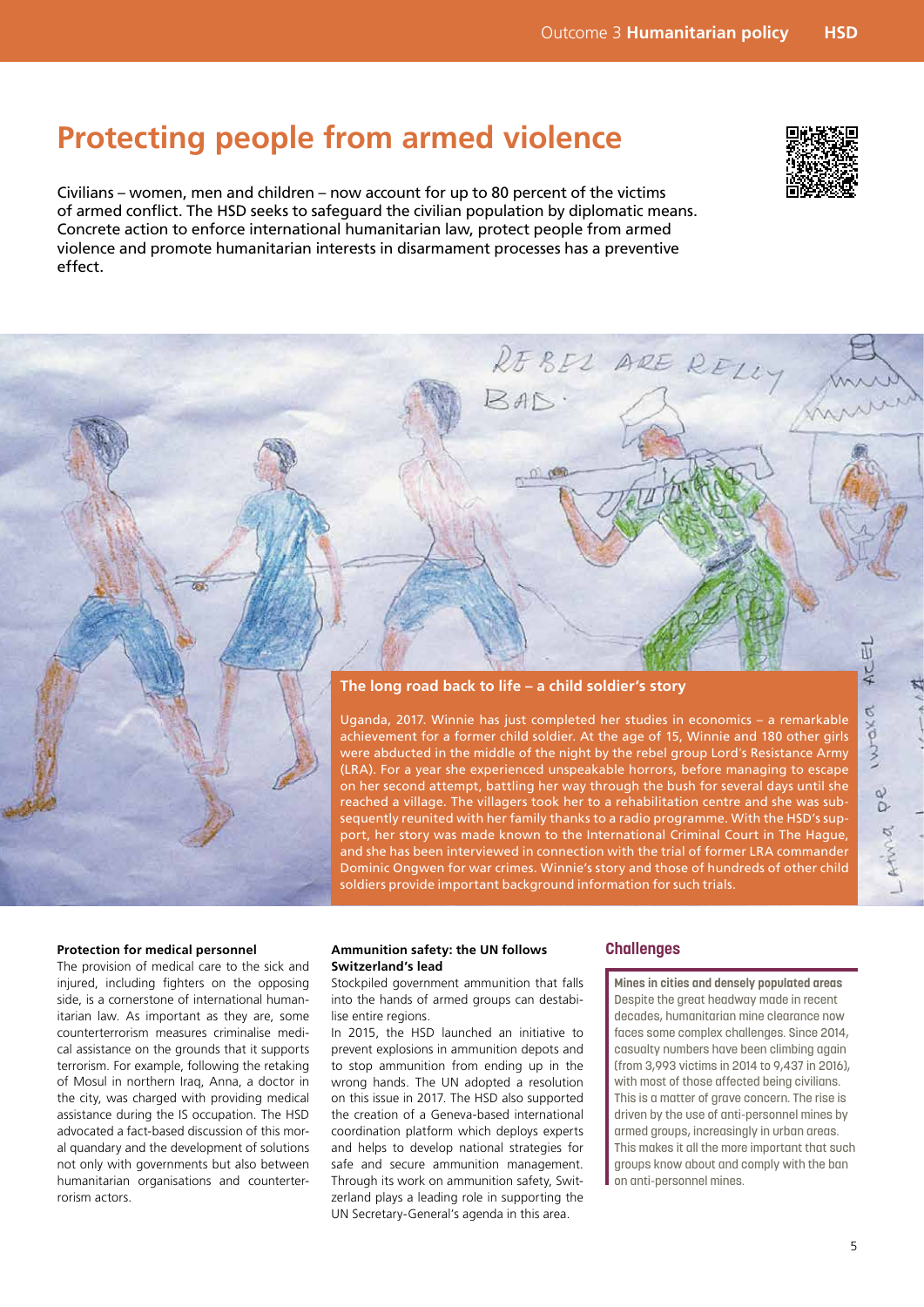# Protecting people from armed violence

Civilians – women, men and children – now account for up to 80 percent of the victims of armed conflict. The HSD seeks to safeguard the civilian population by diplomatic means. Concrete action to enforce international humanitarian law, protect people from armed violence and promote humanitarian interests in disarmament processes has a preventive effect.

### The long road back to life – a child soldier's story

Uganda, 2017. Winnie has just completed her studies in economics – a remarkable achievement for a former child soldier. At the age of 15, Winnie and 180 other girls were abducted in the middle of the night by the rebel group Lord's Resistance Army (LRA). For a year she experienced unspeakable horrors, before managing to escape on her second attempt, battling her way through the bush for several days until she reached a village. The villagers took her to a rehabilitation centre and she was subsequently reunited with her family thanks to a radio programme. With the HSD's support, her story was made known to the International Criminal Court in The Hague, and she has been interviewed in connection with the trial of former LRA commander Dominic Ongwen for war crimes. Winnie's story and those of hundreds of other child soldiers provide important background information for such trials.

**Protection for medical personnel**

The provision of medical care to the sick and injured, including fighters on the opposing side, is a cornerstone of international humanitarian law. As important as they are, some counterterrorism measures criminalise medical assistance on the grounds that it supports terrorism. For example, following the retaking of Mosul in northern Iraq, Anna, a doctor in the city, was charged with providing medical assistance during the IS occupation. The HSD advocated a fact-based discussion of this moral quandary and the development of solutions not only with governments but also between humanitarian organisations and counterterrorism actors.

**Ammunition safety: the UN follows Switzerland's lead**

Stockpiled government ammunition that falls into the hands of armed groups can destabilise entire regions.

In 2015, the HSD launched an initiative to prevent explosions in ammunition depots and to stop ammunition from ending up in the wrong hands. The UN adopted a resolution on this issue in 2017. The HSD also supported the creation of a Geneva-based international coordination platform which deploys experts and helps to develop national strategies for safe and secure ammunition management. Through its work on ammunition safety, Switzerland plays a leading role in supporting the UN Secretary-General's agenda in this area.

## Challenges

**Mines in cities and densely populated areas**

Despite the great headway made in recent decades, humanitarian mine clearance now faces some complex challenges. Since 2014, casualty numbers have been climbing again (from 3,993 victims in 2014 to 9,437 in 2016), with most of those affected being civilians. This is a matter of grave concern. The rise is driven by the use of anti-personnel mines by armed groups, increasingly in urban areas. This makes it all the more important that such groups know about and comply with the ban on anti-personnel mines.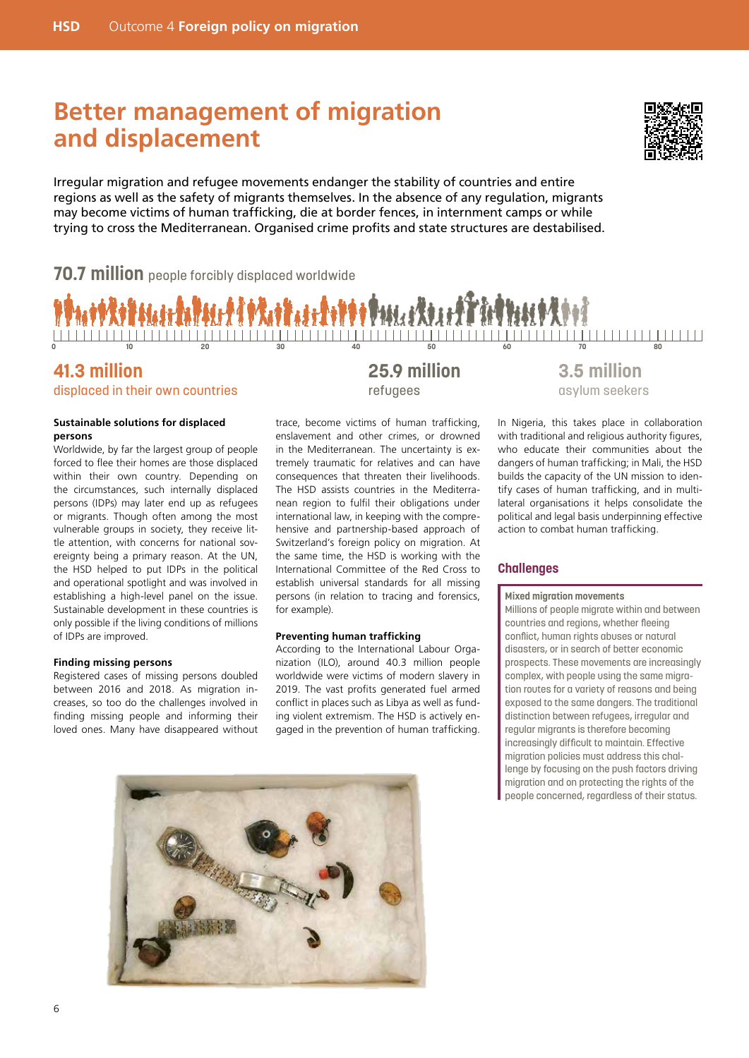# Better management of migration and displacement

Irregular migration and refugee movements endanger the stability of countries and entire regions as well as the safety of migrants themselves. In the absence of any regulation, migrants may become victims of human trafficking, die at border fences, in internment camps or while trying to cross the Mediterranean. Organised crime profits and state structures are destabilised.

**70.7 million** people forcibly displaced worldwide

**41.3 million** displaced in their own countries

**25.9 million** refugees

**3.5 million** asylum seekers

### Sustainable solutions for displaced persons

Worldwide, by far the largest group of people forced to flee their homes are those displaced within their own country. Depending on the circumstances, such internally displaced persons (IDPs) may later end up as refugees or migrants. Though often among the most vulnerable groups in society, they receive little attention, with concerns for national sovereignty being a primary reason. At the UN, the HSD helped to put IDPs in the political and operational spotlight and was involved in establishing a high-level panel on the issue. Sustainable development in these countries is only possible if the living conditions of millions of IDPs are improved.

### Finding missing persons

Registered cases of missing persons doubled between 2016 and 2018. As migration increases, so too do the challenges involved in finding missing people and informing their loved ones. Many have disappeared without trace, become victims of human trafficking, enslavement and other crimes, or drowned in the Mediterranean. The uncertainty is extremely traumatic for relatives and can have consequences that threaten their livelihoods. The HSD assists countries in the Mediterranean region to fulfil their obligations under international law, in keeping with the comprehensive and partnership-based approach of Switzerland's foreign policy on migration. At the same time, the HSD is working with the International Committee of the Red Cross to establish universal standards for all missing persons (in relation to tracing and forensics, for example).

### Preventing human trafficking

According to the International Labour Organization (ILO), around 40.3 million people worldwide were victims of modern slavery in 2019. The vast profits generated fuel armed conflict in places such as Libya as well as funding violent extremism. The HSD is actively engaged in the prevention of human trafficking. In Nigeria, this takes place in collaboration with traditional and religious authority figures, who educate their communities about the dangers of human trafficking; in Mali, the HSD builds the capacity of the UN mission to identify cases of human trafficking, and in multilateral organisations it helps consolidate the political and legal basis underpinning effective action to combat human trafficking.

## Challenges

**Mixed migration movements**

Millions of people migrate within and between countries and regions, whether fleeing conflict, human rights abuses or natural disasters, or in search of better economic prospects. These movements are increasingly complex, with people using the same migration routes for a variety of reasons and being exposed to the same dangers. The traditional distinction between refugees, irregular and regular migrants is therefore becoming increasingly difficult to maintain. Effective migration policies must address this challenge by focusing on the push factors driving migration and on protecting the rights of the people concerned, regardless of their status.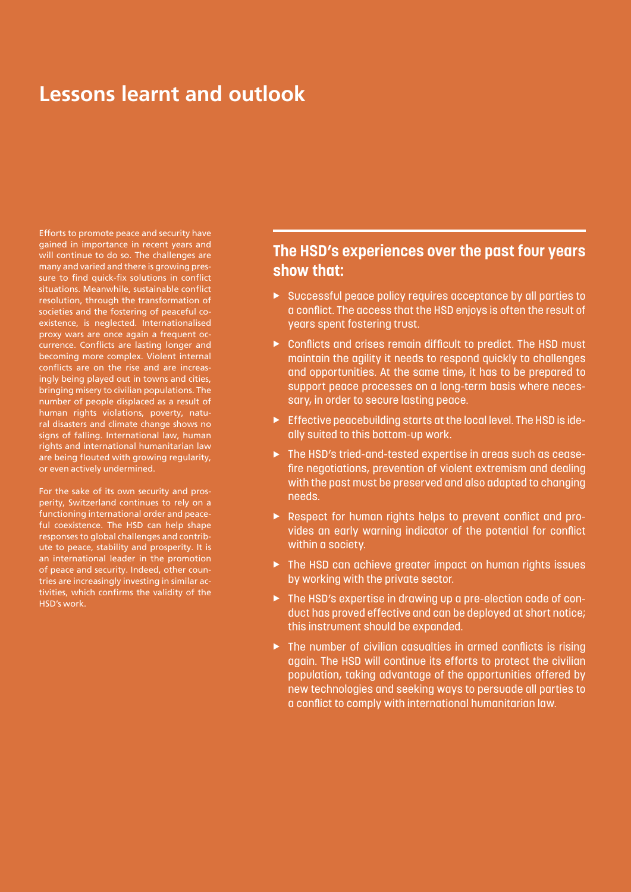# Lessons learnt and outlook

Efforts to promote peace and security have gained in importance in recent years and will continue to do so. The challenges are many and varied and there is growing pressure to find quick-fix solutions in conflict situations. Meanwhile, sustainable conflict resolution, through the transformation of societies and the fostering of peaceful coexistence, is neglected. Internationalised proxy wars are once again a frequent occurrence. Conflicts are lasting longer and becoming more complex. Violent internal conflicts are on the rise and are increasingly being played out in towns and cities, bringing misery to civilian populations. The number of people displaced as a result of human rights violations, poverty, natural disasters and climate change shows no signs of falling. International law, human rights and international humanitarian law are being flouted with growing regularity, or even actively undermined.

For the sake of its own security and prosperity, Switzerland continues to rely on a functioning international order and peaceful coexistence. The HSD can help shape responses to global challenges and contribute to peace, stability and prosperity. It is an international leader in the promotion of peace and security. Indeed, other countries are increasingly investing in similar activities, which confirms the validity of the HSD's work.

## The HSD's experiences over the past four years show that:

- Successful peace policy requires acceptance by all parties to a conflict. The access that the HSD enjoys is often the result of years spent fostering trust.
- Conflicts and crises remain difficult to predict. The HSD must maintain the agility it needs to respond quickly to challenges and opportunities. At the same time, it has to be prepared to support peace processes on a long-term basis where necessary, in order to secure lasting peace.
- Effective peacebuilding starts at the local level. The HSD is ideally suited to this bottom-up work.
- The HSD's tried-and-tested expertise in areas such as ceasefire negotiations, prevention of violent extremism and dealing with the past must be preserved and also adapted to changing needs.
- Respect for human rights helps to prevent conflict and provides an early warning indicator of the potential for conflict within a society.
- The HSD can achieve greater impact on human rights issues by working with the private sector.
- The HSD's expertise in drawing up a pre-election code of conduct has proved effective and can be deployed at short notice; this instrument should be expanded.
- The number of civilian casualties in armed conflicts is rising again. The HSD will continue its efforts to protect the civilian population, taking advantage of the opportunities offered by new technologies and seeking ways to persuade all parties to a conflict to comply with international humanitarian law.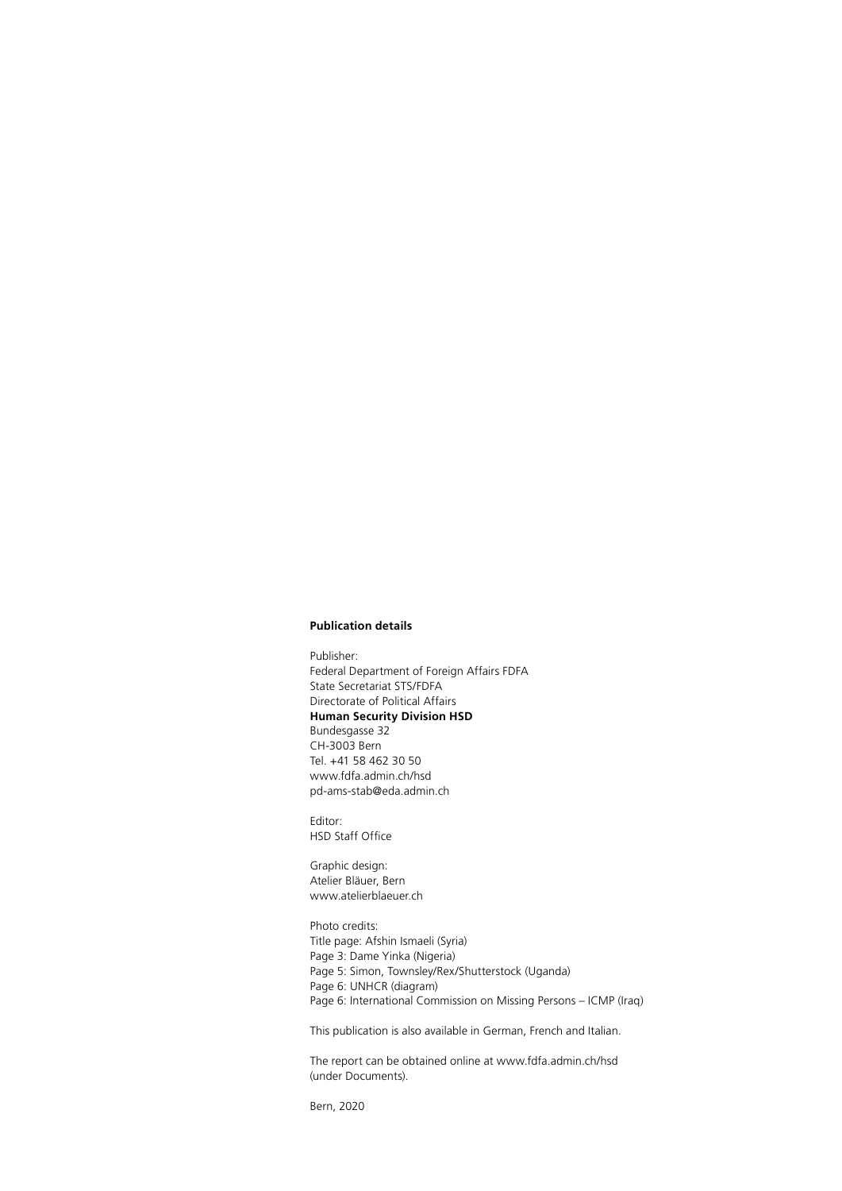**Publication details**

Publisher:
Federal Department of Foreign Affairs FDFA
State Secretariat STS/FDFA
Directorate of Political Affairs
**Human Security Division HSD**
Bundesgasse 32
CH-3003 Bern
Tel. +41 58 462 30 50
www.fdfa.admin.ch/hsd
pd-ams-stab@eda.admin.ch

Editor:
HSD Staff Office

Graphic design:
Atelier Bläuer, Bern
www.atelierblaeuer.ch

Photo credits:
Title page: Afshin Ismaeli (Syria)
Page 3: Dame Yinka (Nigeria)
Page 5: Simon, Townsley/Rex/Shutterstock (Uganda)
Page 6: UNHCR (diagram)
Page 6: International Commission on Missing Persons – ICMP (Iraq)

This publication is also available in German, French and Italian.

The report can be obtained online at www.fdfa.admin.ch/hsd (under Documents).

Bern, 2020